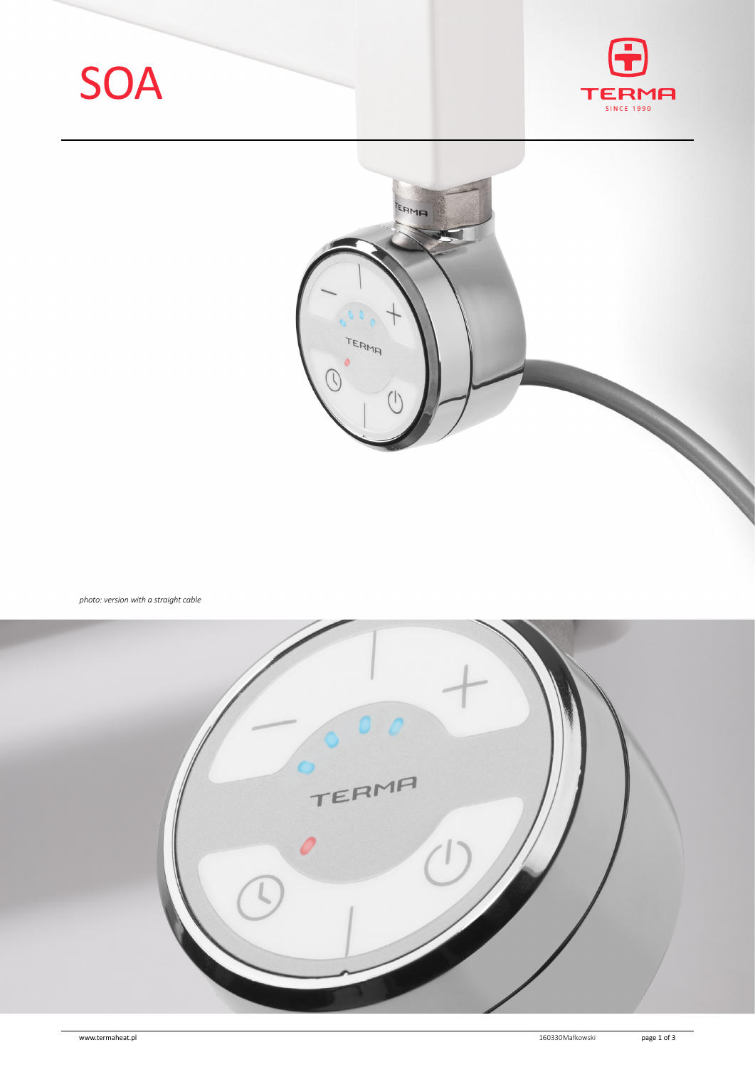# SOA

*photo: version with a straight cable*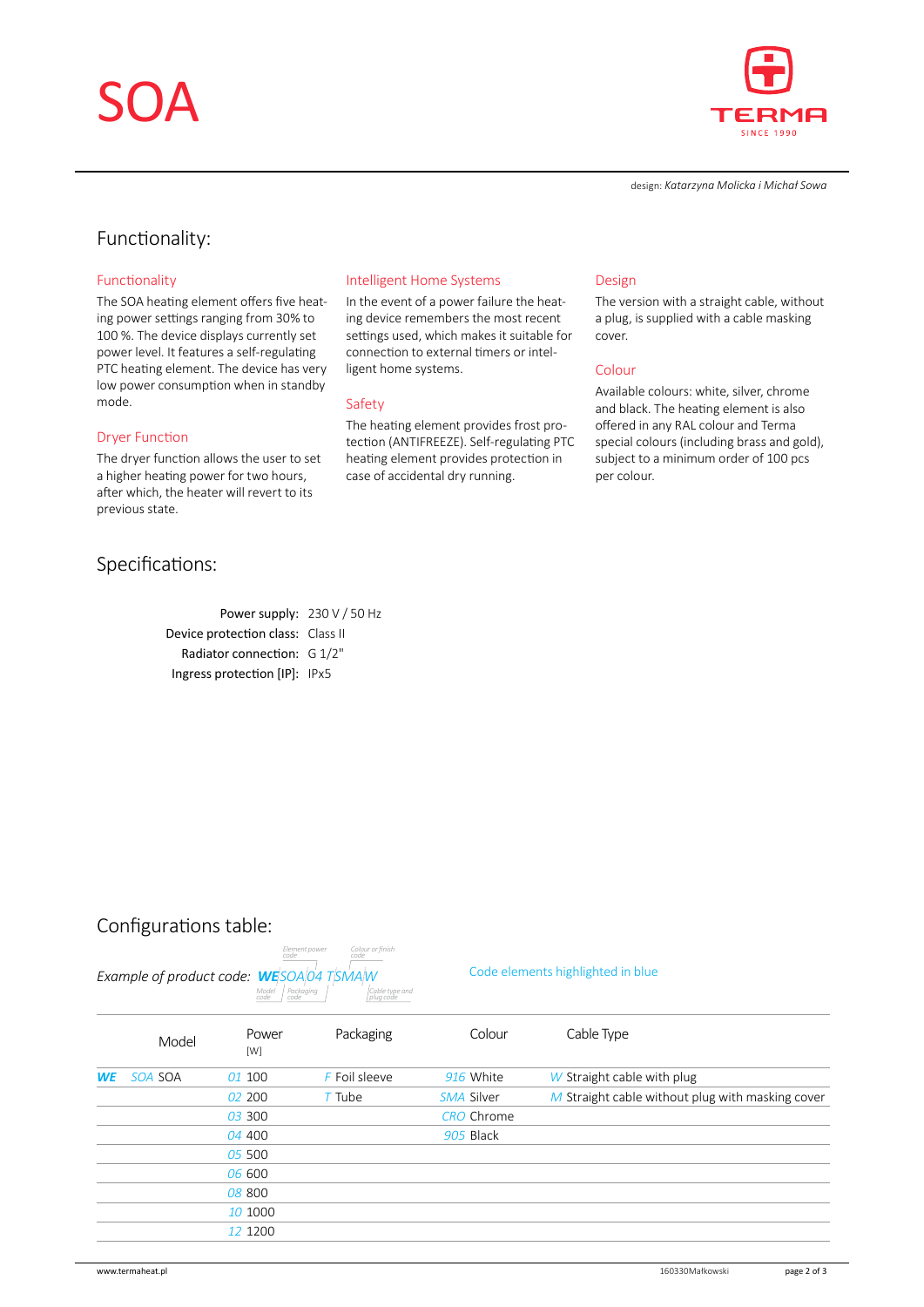# SOA

design: *Katarzyna Molicka i Michał Sowa*

## Functionality:

### Functionality

The SOA heating element offers five heating power settings ranging from 30% to 100 %. The device displays currently set power level. It features a self-regulating PTC heating element. The device has very low power consumption when in standby mode.

### Dryer Function

The dryer function allows the user to set a higher heating power for two hours, after which, the heater will revert to its previous state.

### Intelligent Home Systems

In the event of a power failure the heating device remembers the most recent settings used, which makes it suitable for connection to external timers or intelligent home systems.

### Safety

The heating element provides frost protection (ANTIFREEZE). Self-regulating PTC heating element provides protection in case of accidental dry running.

### Design

The version with a straight cable, without a plug, is supplied with a cable masking cover.

### Colour

Available colours: white, silver, chrome and black. The heating element is also offered in any RAL colour and Terma special colours (including brass and gold), subject to a minimum order of 100 pcs per colour.

## Specifications:

| | |
|---|---|
| Power supply: | 230 V / 50 Hz |
| Device protection class: | Class II |
| Radiator connection: | G 1/2" |
| Ingress protection [IP]: | IPx5 |

## Configurations table:

*Example of product code:* ***WE****SOA04TSMAW*

(Model code: WE; Element power code: SOA04; Packaging code: T; Colour or finish code: SMA; Cable type and plug code: W)

Code elements highlighted in blue

| | Model | Power [W] | Packaging | Colour | Cable Type |
|---|---|---|---|---|---|
| ***WE*** | *SOA* SOA | *01* 100 | *F* Foil sleeve | *916* White | *W* Straight cable with plug |
| | | *02* 200 | *T* Tube | *SMA* Silver | *M* Straight cable without plug with masking cover |
| | | *03* 300 | | *CRO* Chrome | |
| | | *04* 400 | | *905* Black | |
| | | *05* 500 | | | |
| | | *06* 600 | | | |
| | | *08* 800 | | | |
| | | *10* 1000 | | | |
| | | *12* 1200 | | | |

www.termaheat.pl 160330Małkowski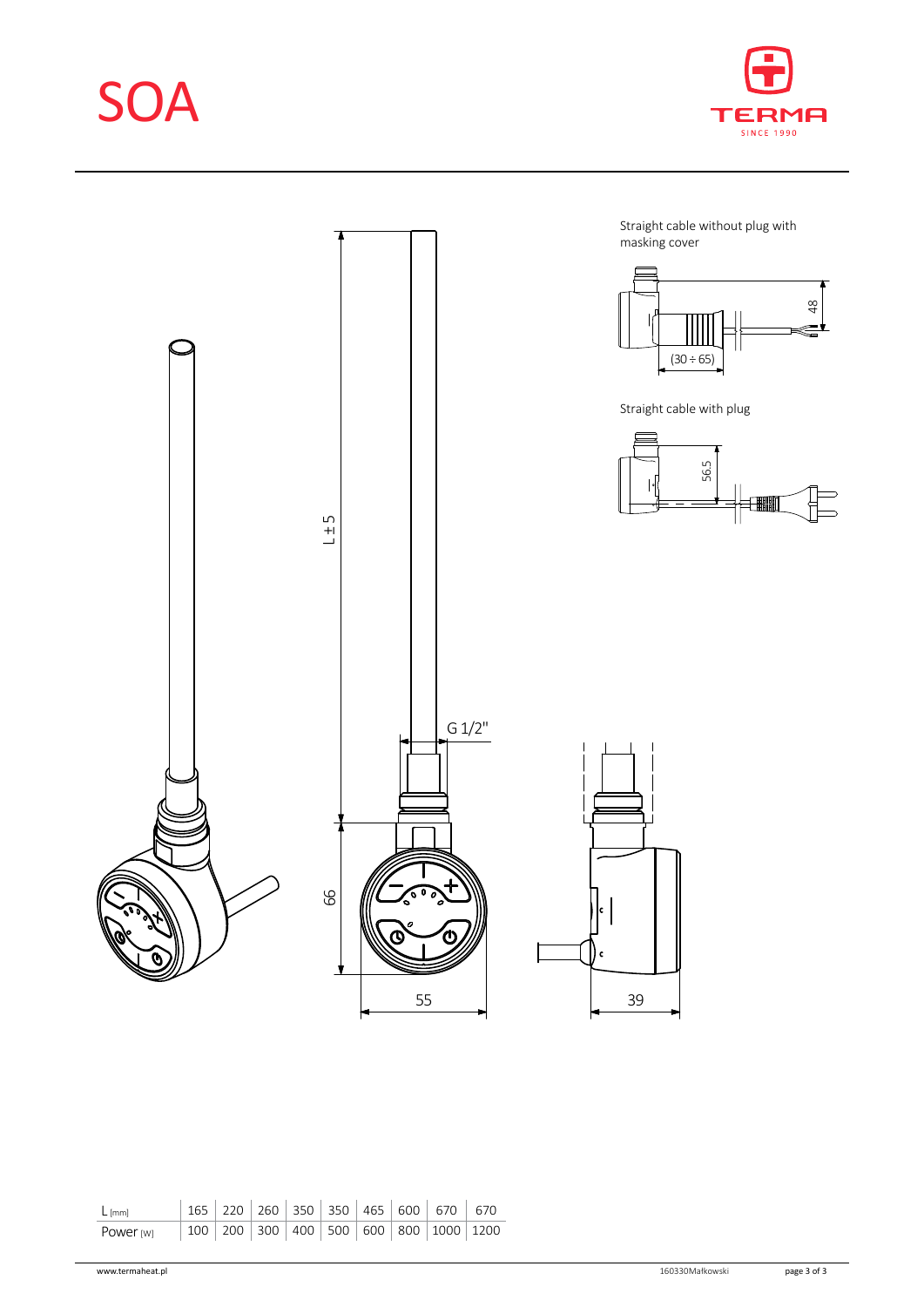# SOA

TERMA
SINCE 1990

Straight cable without plug with masking cover

48

(30 ÷ 65)

Straight cable with plug

56.5

L ±5

G 1/2"

66

55

39

| L [mm] | 165 | 220 | 260 | 350 | 350 | 465 | 600 | 670 | 670 |
|---|---|---|---|---|---|---|---|---|---|
| Power [W] | 100 | 200 | 300 | 400 | 500 | 600 | 800 | 1000 | 1200 |

www.termaheat.pl

160330Małkowski